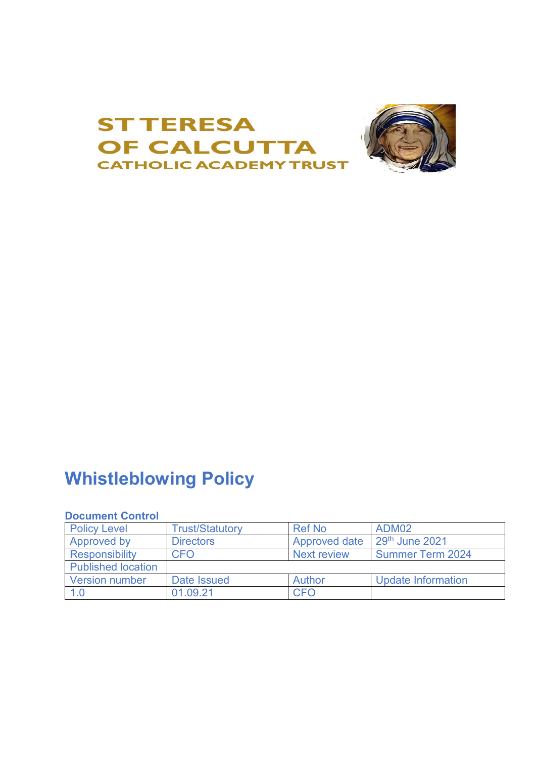ST TERESA
OF CALCUTTA
CATHOLIC ACADEMY TRUST

# Whistleblowing Policy

**Document Control**

| Policy Level | Trust/Statutory | Ref No | ADM02 |
|---|---|---|---|
| Approved by | Directors | Approved date | 29th June 2021 |
| Responsibility | CFO | Next review | Summer Term 2024 |
| Published location | | | |
| Version number | Date Issued | Author | Update Information |
| 1.0 | 01.09.21 | CFO | |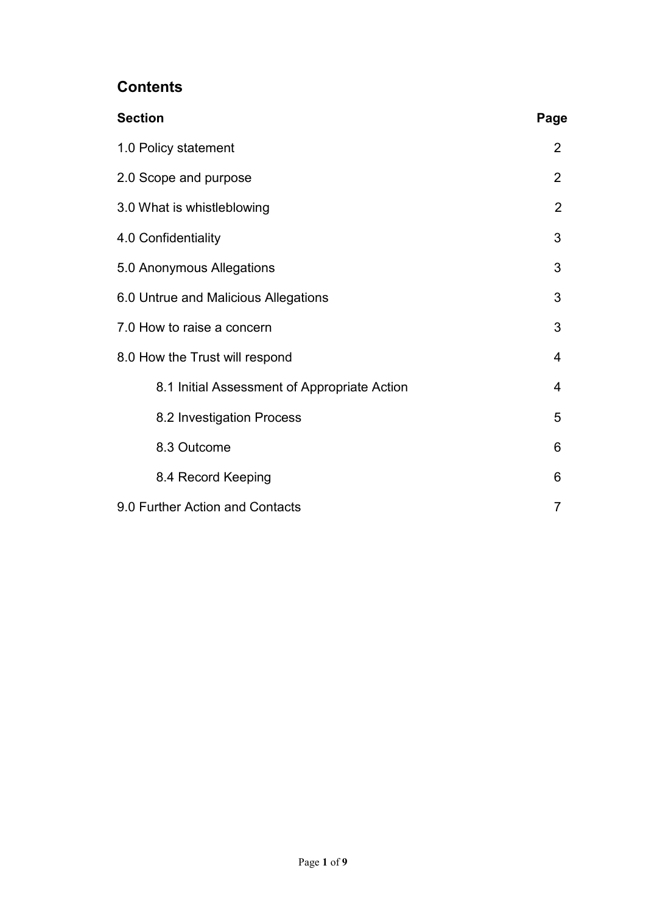## Contents

| Section | Page |
|---|---|
| 1.0 Policy statement | 2 |
| 2.0 Scope and purpose | 2 |
| 3.0 What is whistleblowing | 2 |
| 4.0 Confidentiality | 3 |
| 5.0 Anonymous Allegations | 3 |
| 6.0 Untrue and Malicious Allegations | 3 |
| 7.0 How to raise a concern | 3 |
| 8.0 How the Trust will respond | 4 |
| 8.1 Initial Assessment of Appropriate Action | 4 |
| 8.2 Investigation Process | 5 |
| 8.3 Outcome | 6 |
| 8.4 Record Keeping | 6 |
| 9.0 Further Action and Contacts | 7 |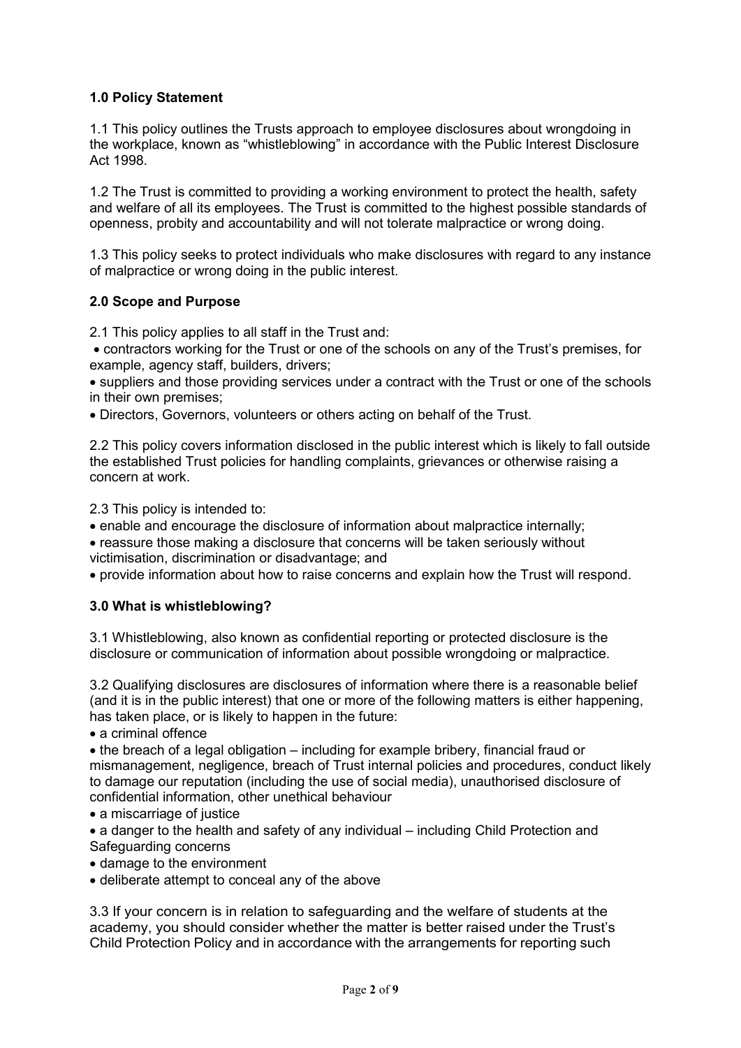### 1.0 Policy Statement

1.1 This policy outlines the Trusts approach to employee disclosures about wrongdoing in the workplace, known as "whistleblowing" in accordance with the Public Interest Disclosure Act 1998.

1.2 The Trust is committed to providing a working environment to protect the health, safety and welfare of all its employees. The Trust is committed to the highest possible standards of openness, probity and accountability and will not tolerate malpractice or wrong doing.

1.3 This policy seeks to protect individuals who make disclosures with regard to any instance of malpractice or wrong doing in the public interest.

### 2.0 Scope and Purpose

2.1 This policy applies to all staff in the Trust and:

- contractors working for the Trust or one of the schools on any of the Trust's premises, for example, agency staff, builders, drivers;
- suppliers and those providing services under a contract with the Trust or one of the schools in their own premises;
- Directors, Governors, volunteers or others acting on behalf of the Trust.

2.2 This policy covers information disclosed in the public interest which is likely to fall outside the established Trust policies for handling complaints, grievances or otherwise raising a concern at work.

2.3 This policy is intended to:

- enable and encourage the disclosure of information about malpractice internally;
- reassure those making a disclosure that concerns will be taken seriously without victimisation, discrimination or disadvantage; and
- provide information about how to raise concerns and explain how the Trust will respond.

### 3.0 What is whistleblowing?

3.1 Whistleblowing, also known as confidential reporting or protected disclosure is the disclosure or communication of information about possible wrongdoing or malpractice.

3.2 Qualifying disclosures are disclosures of information where there is a reasonable belief (and it is in the public interest) that one or more of the following matters is either happening, has taken place, or is likely to happen in the future:

- a criminal offence
- the breach of a legal obligation – including for example bribery, financial fraud or mismanagement, negligence, breach of Trust internal policies and procedures, conduct likely to damage our reputation (including the use of social media), unauthorised disclosure of confidential information, other unethical behaviour
- a miscarriage of justice
- a danger to the health and safety of any individual – including Child Protection and Safeguarding concerns
- damage to the environment
- deliberate attempt to conceal any of the above

3.3 If your concern is in relation to safeguarding and the welfare of students at the academy, you should consider whether the matter is better raised under the Trust's Child Protection Policy and in accordance with the arrangements for reporting such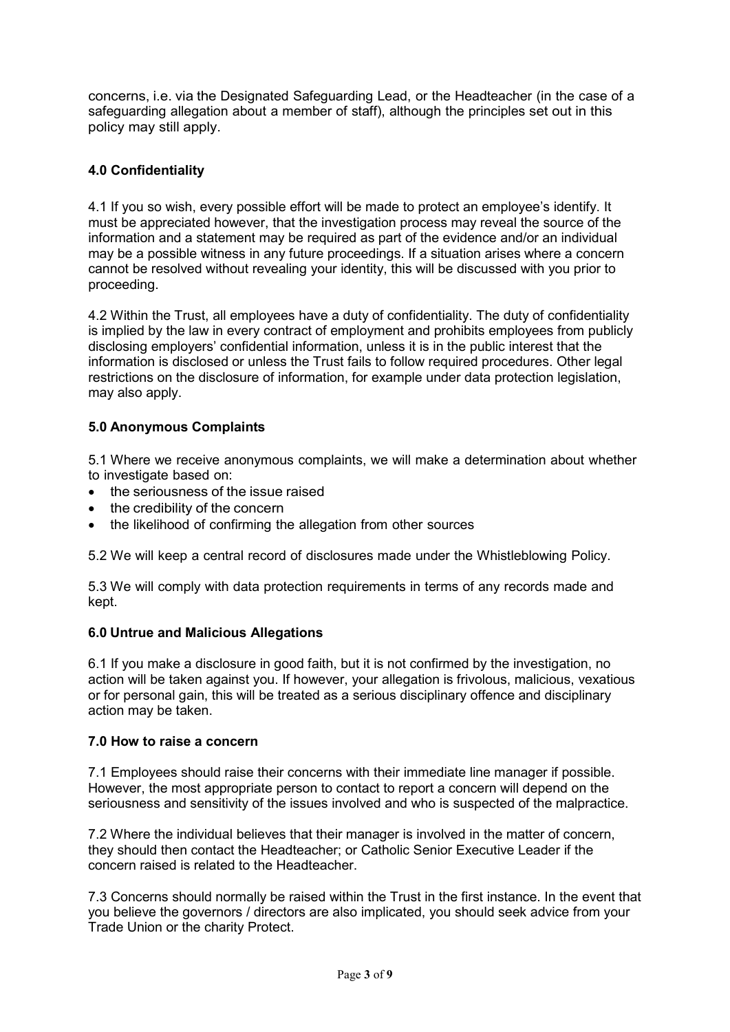concerns, i.e. via the Designated Safeguarding Lead, or the Headteacher (in the case of a safeguarding allegation about a member of staff), although the principles set out in this policy may still apply.

### 4.0 Confidentiality

4.1 If you so wish, every possible effort will be made to protect an employee's identify. It must be appreciated however, that the investigation process may reveal the source of the information and a statement may be required as part of the evidence and/or an individual may be a possible witness in any future proceedings. If a situation arises where a concern cannot be resolved without revealing your identity, this will be discussed with you prior to proceeding.

4.2 Within the Trust, all employees have a duty of confidentiality. The duty of confidentiality is implied by the law in every contract of employment and prohibits employees from publicly disclosing employers' confidential information, unless it is in the public interest that the information is disclosed or unless the Trust fails to follow required procedures. Other legal restrictions on the disclosure of information, for example under data protection legislation, may also apply.

### 5.0 Anonymous Complaints

5.1 Where we receive anonymous complaints, we will make a determination about whether to investigate based on:

- the seriousness of the issue raised
- the credibility of the concern
- the likelihood of confirming the allegation from other sources

5.2 We will keep a central record of disclosures made under the Whistleblowing Policy.

5.3 We will comply with data protection requirements in terms of any records made and kept.

### 6.0 Untrue and Malicious Allegations

6.1 If you make a disclosure in good faith, but it is not confirmed by the investigation, no action will be taken against you. If however, your allegation is frivolous, malicious, vexatious or for personal gain, this will be treated as a serious disciplinary offence and disciplinary action may be taken.

### 7.0 How to raise a concern

7.1 Employees should raise their concerns with their immediate line manager if possible. However, the most appropriate person to contact to report a concern will depend on the seriousness and sensitivity of the issues involved and who is suspected of the malpractice.

7.2 Where the individual believes that their manager is involved in the matter of concern, they should then contact the Headteacher; or Catholic Senior Executive Leader if the concern raised is related to the Headteacher.

7.3 Concerns should normally be raised within the Trust in the first instance. In the event that you believe the governors / directors are also implicated, you should seek advice from your Trade Union or the charity Protect.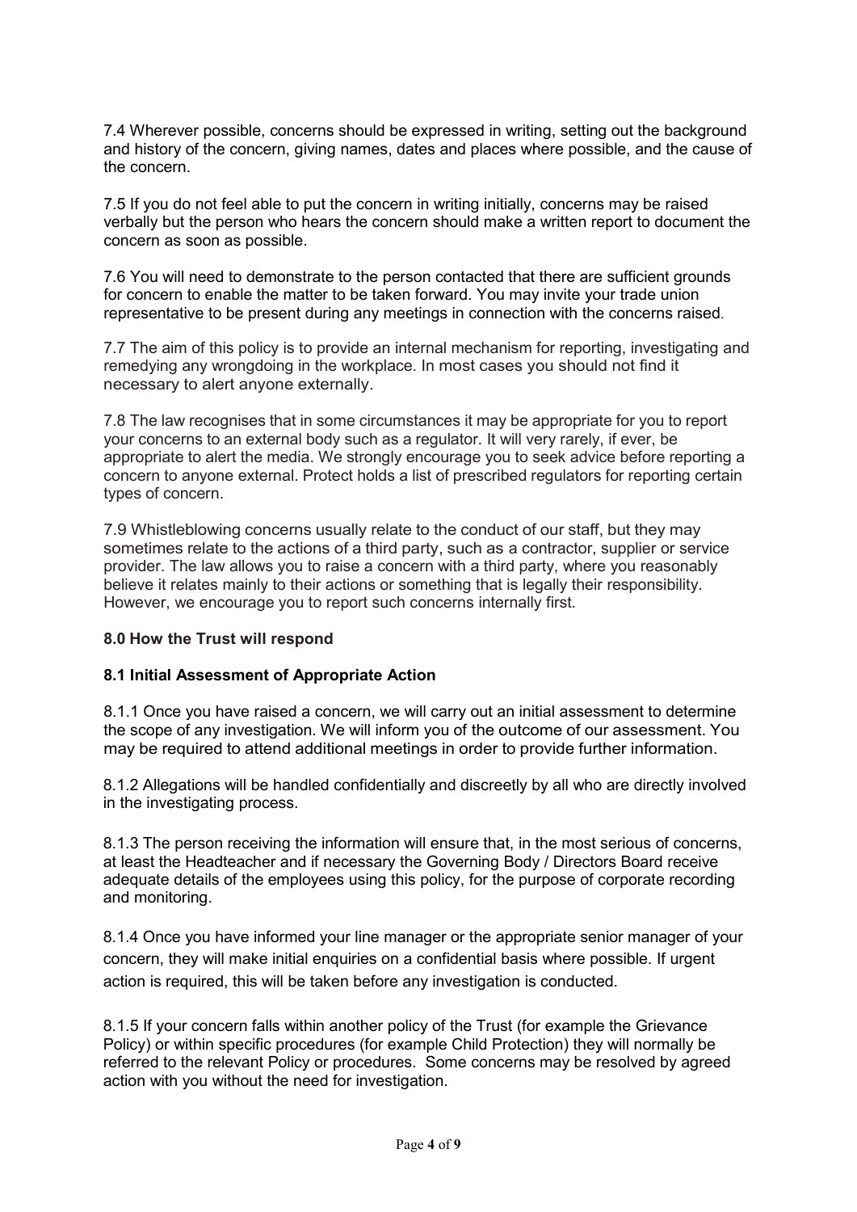7.4 Wherever possible, concerns should be expressed in writing, setting out the background and history of the concern, giving names, dates and places where possible, and the cause of the concern.

7.5 If you do not feel able to put the concern in writing initially, concerns may be raised verbally but the person who hears the concern should make a written report to document the concern as soon as possible.

7.6 You will need to demonstrate to the person contacted that there are sufficient grounds for concern to enable the matter to be taken forward. You may invite your trade union representative to be present during any meetings in connection with the concerns raised.

7.7 The aim of this policy is to provide an internal mechanism for reporting, investigating and remedying any wrongdoing in the workplace. In most cases you should not find it necessary to alert anyone externally.

7.8 The law recognises that in some circumstances it may be appropriate for you to report your concerns to an external body such as a regulator. It will very rarely, if ever, be appropriate to alert the media. We strongly encourage you to seek advice before reporting a concern to anyone external. Protect holds a list of prescribed regulators for reporting certain types of concern.

7.9 Whistleblowing concerns usually relate to the conduct of our staff, but they may sometimes relate to the actions of a third party, such as a contractor, supplier or service provider. The law allows you to raise a concern with a third party, where you reasonably believe it relates mainly to their actions or something that is legally their responsibility. However, we encourage you to report such concerns internally first.

## 8.0 How the Trust will respond

### 8.1 Initial Assessment of Appropriate Action

8.1.1 Once you have raised a concern, we will carry out an initial assessment to determine the scope of any investigation. We will inform you of the outcome of our assessment. You may be required to attend additional meetings in order to provide further information.

8.1.2 Allegations will be handled confidentially and discreetly by all who are directly involved in the investigating process.

8.1.3 The person receiving the information will ensure that, in the most serious of concerns, at least the Headteacher and if necessary the Governing Body / Directors Board receive adequate details of the employees using this policy, for the purpose of corporate recording and monitoring.

8.1.4 Once you have informed your line manager or the appropriate senior manager of your concern, they will make initial enquiries on a confidential basis where possible. If urgent action is required, this will be taken before any investigation is conducted.

8.1.5 If your concern falls within another policy of the Trust (for example the Grievance Policy) or within specific procedures (for example Child Protection) they will normally be referred to the relevant Policy or procedures. Some concerns may be resolved by agreed action with you without the need for investigation.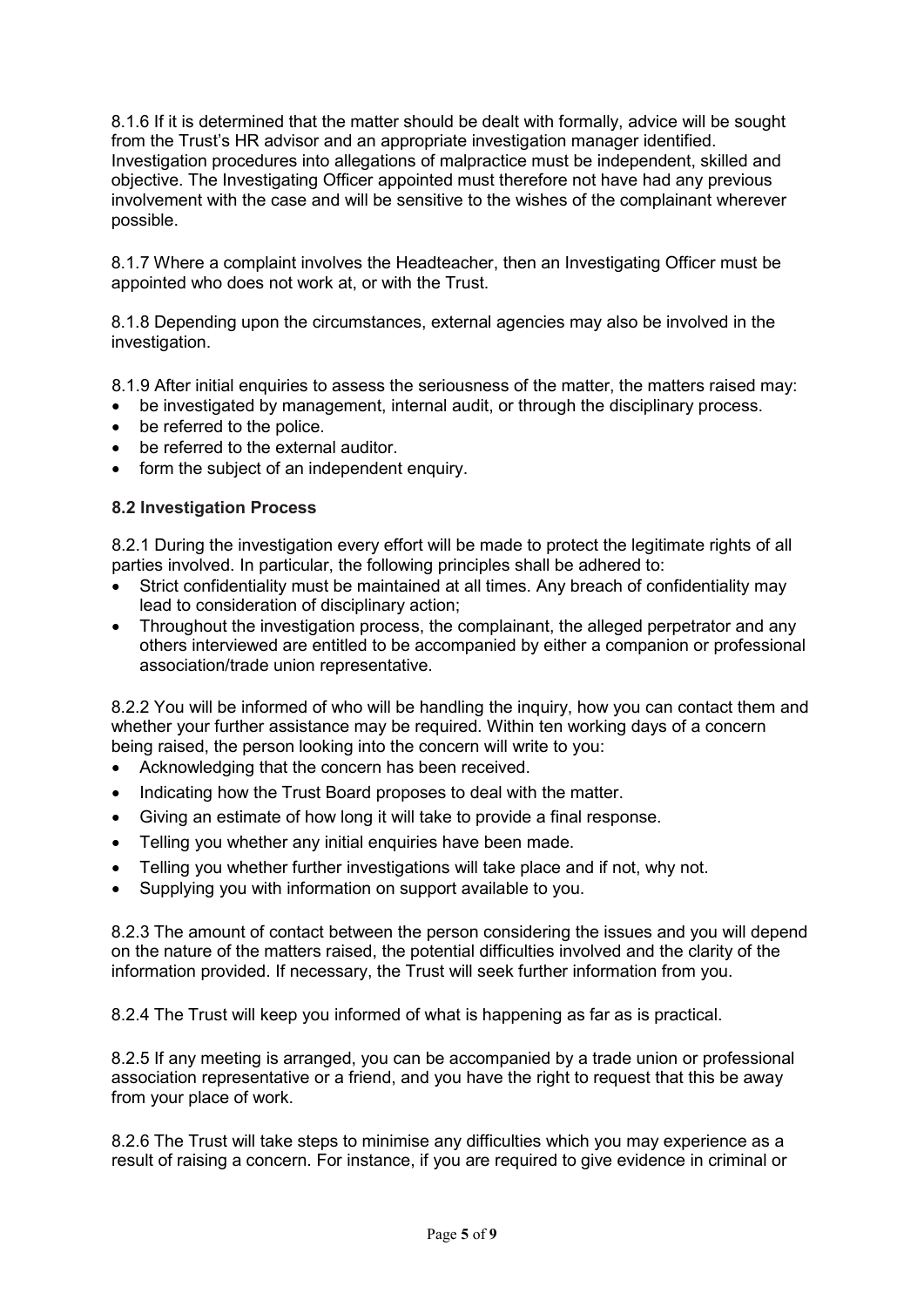8.1.6 If it is determined that the matter should be dealt with formally, advice will be sought from the Trust's HR advisor and an appropriate investigation manager identified. Investigation procedures into allegations of malpractice must be independent, skilled and objective. The Investigating Officer appointed must therefore not have had any previous involvement with the case and will be sensitive to the wishes of the complainant wherever possible.

8.1.7 Where a complaint involves the Headteacher, then an Investigating Officer must be appointed who does not work at, or with the Trust.

8.1.8 Depending upon the circumstances, external agencies may also be involved in the investigation.

8.1.9 After initial enquiries to assess the seriousness of the matter, the matters raised may:

- be investigated by management, internal audit, or through the disciplinary process.
- be referred to the police.
- be referred to the external auditor.
- form the subject of an independent enquiry.

### 8.2 Investigation Process

8.2.1 During the investigation every effort will be made to protect the legitimate rights of all parties involved. In particular, the following principles shall be adhered to:

- Strict confidentiality must be maintained at all times. Any breach of confidentiality may lead to consideration of disciplinary action;
- Throughout the investigation process, the complainant, the alleged perpetrator and any others interviewed are entitled to be accompanied by either a companion or professional association/trade union representative.

8.2.2 You will be informed of who will be handling the inquiry, how you can contact them and whether your further assistance may be required. Within ten working days of a concern being raised, the person looking into the concern will write to you:

- Acknowledging that the concern has been received.
- Indicating how the Trust Board proposes to deal with the matter.
- Giving an estimate of how long it will take to provide a final response.
- Telling you whether any initial enquiries have been made.
- Telling you whether further investigations will take place and if not, why not.
- Supplying you with information on support available to you.

8.2.3 The amount of contact between the person considering the issues and you will depend on the nature of the matters raised, the potential difficulties involved and the clarity of the information provided. If necessary, the Trust will seek further information from you.

8.2.4 The Trust will keep you informed of what is happening as far as is practical.

8.2.5 If any meeting is arranged, you can be accompanied by a trade union or professional association representative or a friend, and you have the right to request that this be away from your place of work.

8.2.6 The Trust will take steps to minimise any difficulties which you may experience as a result of raising a concern. For instance, if you are required to give evidence in criminal or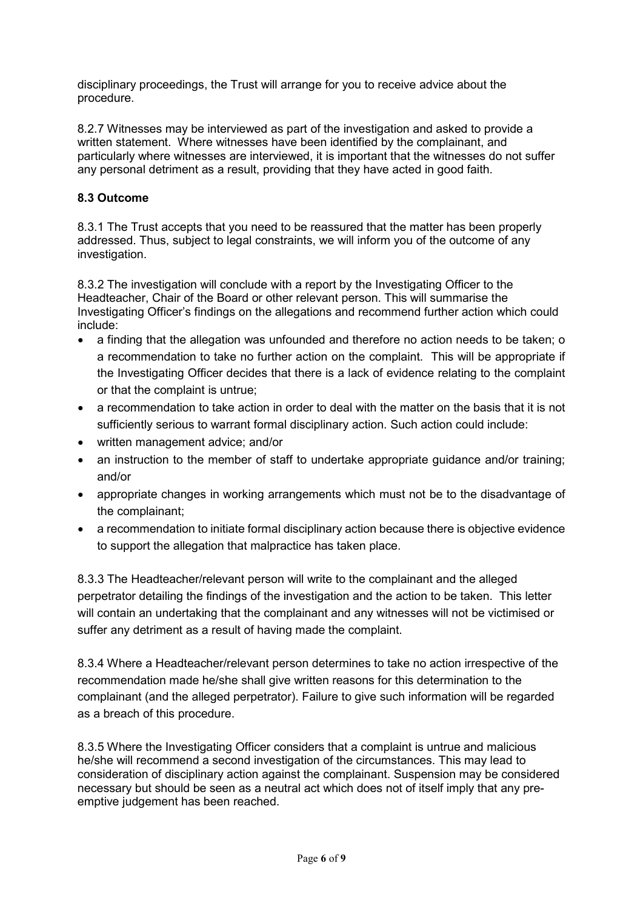disciplinary proceedings, the Trust will arrange for you to receive advice about the procedure.

8.2.7 Witnesses may be interviewed as part of the investigation and asked to provide a written statement. Where witnesses have been identified by the complainant, and particularly where witnesses are interviewed, it is important that the witnesses do not suffer any personal detriment as a result, providing that they have acted in good faith.

### 8.3 Outcome

8.3.1 The Trust accepts that you need to be reassured that the matter has been properly addressed. Thus, subject to legal constraints, we will inform you of the outcome of any investigation.

8.3.2 The investigation will conclude with a report by the Investigating Officer to the Headteacher, Chair of the Board or other relevant person. This will summarise the Investigating Officer's findings on the allegations and recommend further action which could include:

- a finding that the allegation was unfounded and therefore no action needs to be taken; o a recommendation to take no further action on the complaint. This will be appropriate if the Investigating Officer decides that there is a lack of evidence relating to the complaint or that the complaint is untrue;
- a recommendation to take action in order to deal with the matter on the basis that it is not sufficiently serious to warrant formal disciplinary action. Such action could include:
- written management advice; and/or
- an instruction to the member of staff to undertake appropriate guidance and/or training; and/or
- appropriate changes in working arrangements which must not be to the disadvantage of the complainant;
- a recommendation to initiate formal disciplinary action because there is objective evidence to support the allegation that malpractice has taken place.

8.3.3 The Headteacher/relevant person will write to the complainant and the alleged perpetrator detailing the findings of the investigation and the action to be taken. This letter will contain an undertaking that the complainant and any witnesses will not be victimised or suffer any detriment as a result of having made the complaint.

8.3.4 Where a Headteacher/relevant person determines to take no action irrespective of the recommendation made he/she shall give written reasons for this determination to the complainant (and the alleged perpetrator). Failure to give such information will be regarded as a breach of this procedure.

8.3.5 Where the Investigating Officer considers that a complaint is untrue and malicious he/she will recommend a second investigation of the circumstances. This may lead to consideration of disciplinary action against the complainant. Suspension may be considered necessary but should be seen as a neutral act which does not of itself imply that any pre-emptive judgement has been reached.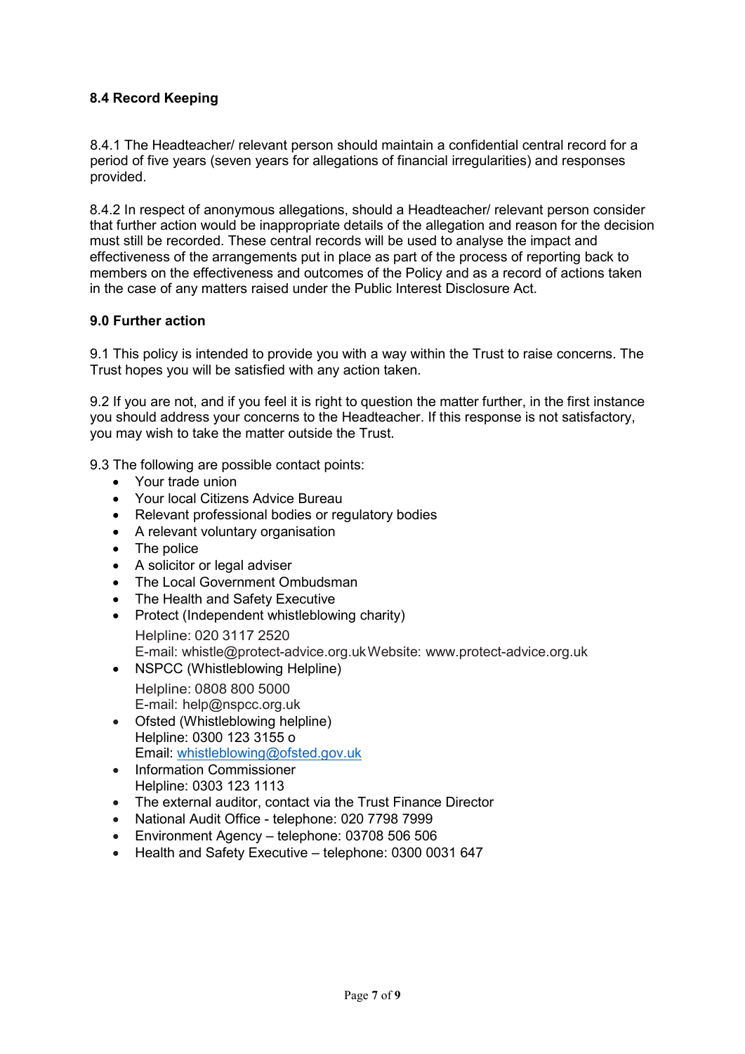## 8.4 Record Keeping

8.4.1 The Headteacher/ relevant person should maintain a confidential central record for a period of five years (seven years for allegations of financial irregularities) and responses provided.

8.4.2 In respect of anonymous allegations, should a Headteacher/ relevant person consider that further action would be inappropriate details of the allegation and reason for the decision must still be recorded. These central records will be used to analyse the impact and effectiveness of the arrangements put in place as part of the process of reporting back to members on the effectiveness and outcomes of the Policy and as a record of actions taken in the case of any matters raised under the Public Interest Disclosure Act.

## 9.0 Further action

9.1 This policy is intended to provide you with a way within the Trust to raise concerns. The Trust hopes you will be satisfied with any action taken.

9.2 If you are not, and if you feel it is right to question the matter further, in the first instance you should address your concerns to the Headteacher. If this response is not satisfactory, you may wish to take the matter outside the Trust.

9.3 The following are possible contact points:

- Your trade union
- Your local Citizens Advice Bureau
- Relevant professional bodies or regulatory bodies
- A relevant voluntary organisation
- The police
- A solicitor or legal adviser
- The Local Government Ombudsman
- The Health and Safety Executive
- Protect (Independent whistleblowing charity)
  Helpline: 020 3117 2520
  E-mail: whistle@protect-advice.org.uk Website: www.protect-advice.org.uk
- NSPCC (Whistleblowing Helpline)
  Helpline: 0808 800 5000
  E-mail: help@nspcc.org.uk
- Ofsted (Whistleblowing helpline)
  Helpline: 0300 123 3155 o
  Email: whistleblowing@ofsted.gov.uk
- Information Commissioner
  Helpline: 0303 123 1113
- The external auditor, contact via the Trust Finance Director
- National Audit Office - telephone: 020 7798 7999
- Environment Agency – telephone: 03708 506 506
- Health and Safety Executive – telephone: 0300 0031 647